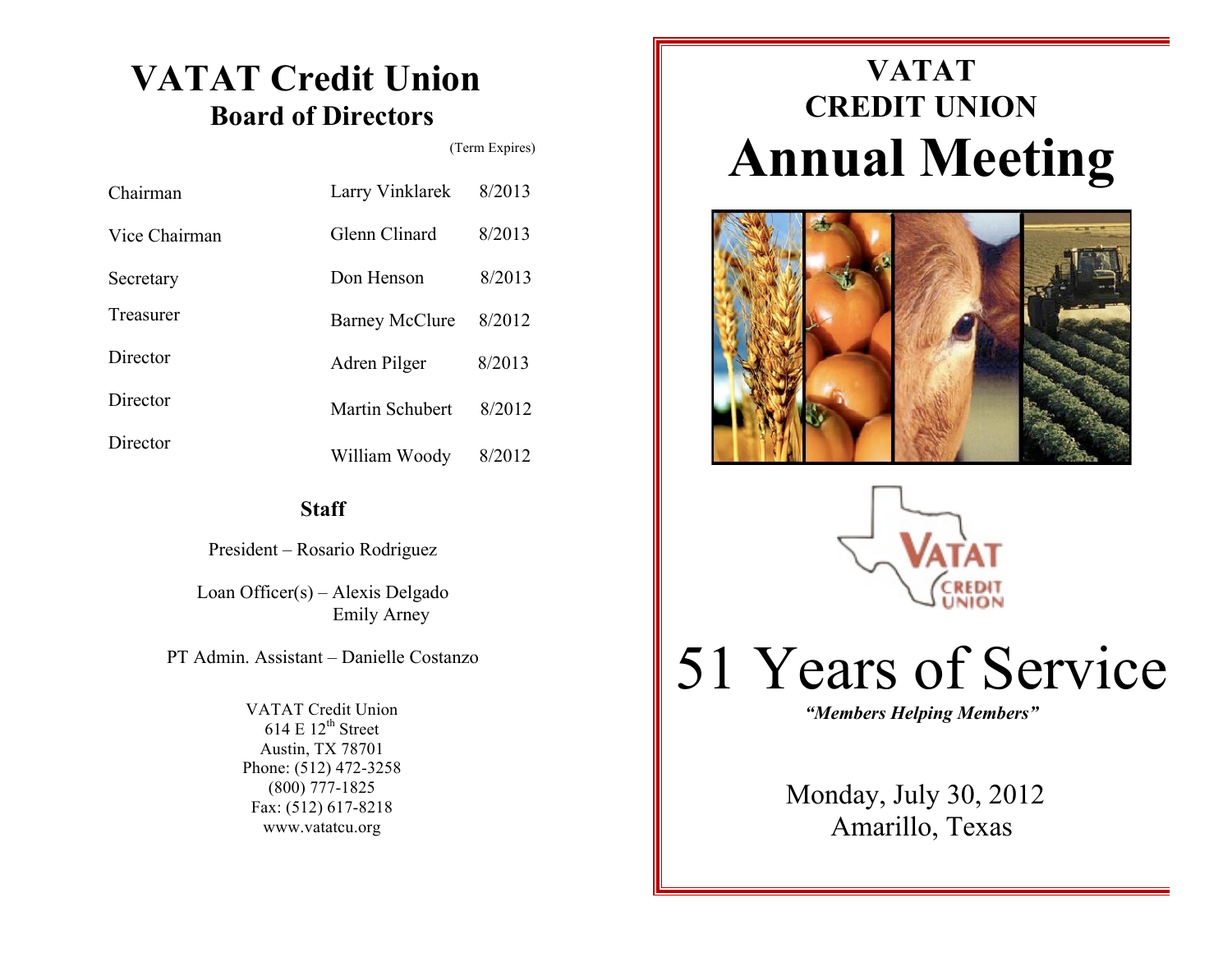# VATAT Credit Union

## Board of Directors

| | | (Term Expires) |
|---|---|---|
| Chairman | Larry Vinklarek | 8/2013 |
| Vice Chairman | Glenn Clinard | 8/2013 |
| Secretary | Don Henson | 8/2013 |
| Treasurer | Barney McClure | 8/2012 |
| Director | Adren Pilger | 8/2013 |
| Director | Martin Schubert | 8/2012 |
| Director | William Woody | 8/2012 |

### Staff

President – Rosario Rodriguez

Loan Officer(s) – Alexis Delgado
Emily Arney

PT Admin. Assistant – Danielle Costanzo

VATAT Credit Union
614 E 12th Street
Austin, TX 78701
Phone: (512) 472-3258
(800) 777-1825
Fax: (512) 617-8218
www.vatatcu.org

# VATAT CREDIT UNION

# Annual Meeting

VATAT CREDIT UNION

# 51 Years of Service

***"Members Helping Members"***

Monday, July 30, 2012
Amarillo, Texas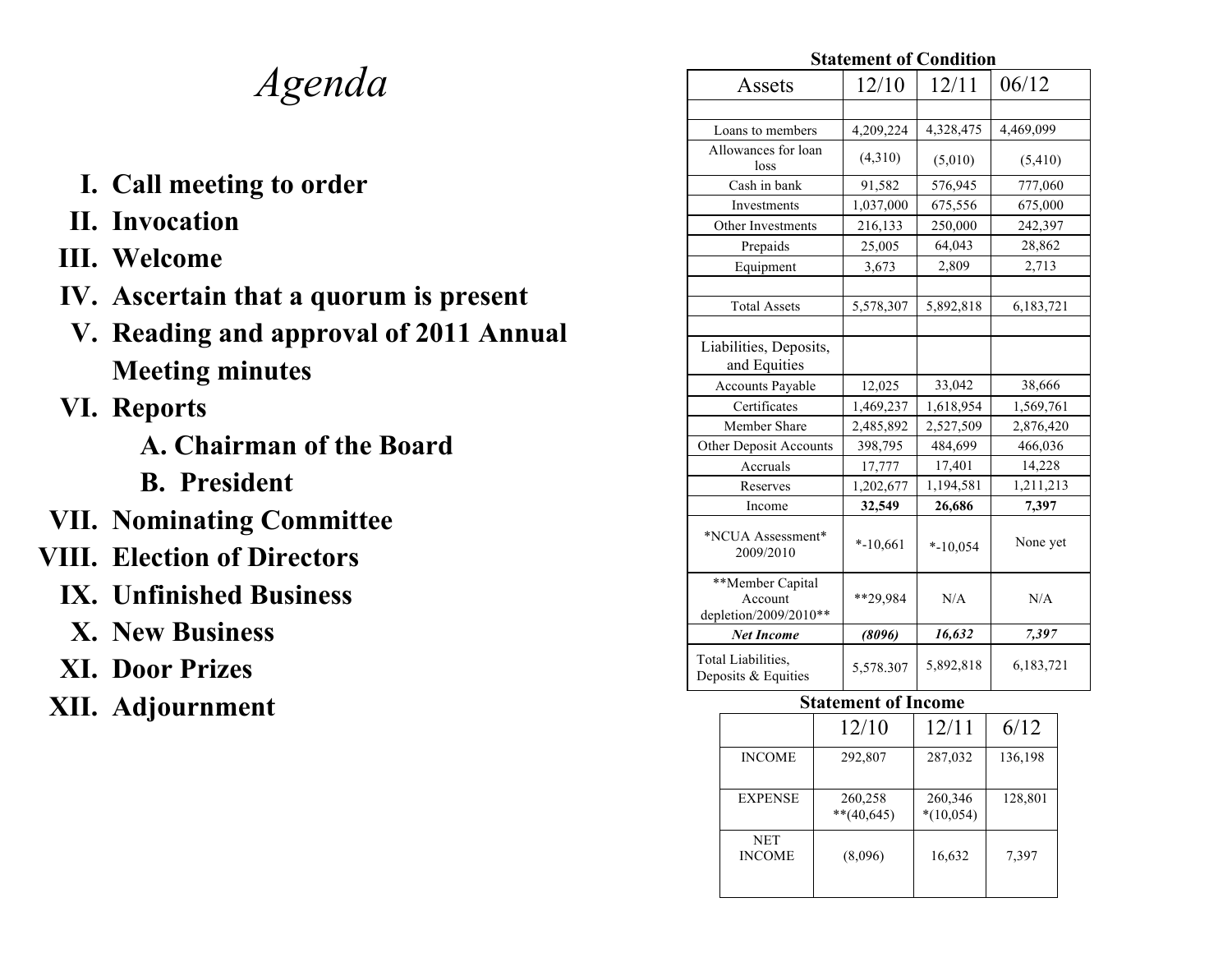# *Agenda*

I. **Call meeting to order**
II. **Invocation**
III. **Welcome**
IV. **Ascertain that a quorum is present**
V. **Reading and approval of 2011 Annual Meeting minutes**
VI. **Reports**
   A. **Chairman of the Board**
   B. **President**
VII. **Nominating Committee**
VIII. **Election of Directors**
IX. **Unfinished Business**
X. **New Business**
XI. **Door Prizes**
XII. **Adjournment**

**Statement of Condition**

| Assets | 12/10 | 12/11 | 06/12 |
|---|---|---|---|
| | | | |
| Loans to members | 4,209,224 | 4,328,475 | 4,469,099 |
| Allowances for loan loss | (4,310) | (5,010) | (5,410) |
| Cash in bank | 91,582 | 576,945 | 777,060 |
| Investments | 1,037,000 | 675,556 | 675,000 |
| Other Investments | 216,133 | 250,000 | 242,397 |
| Prepaids | 25,005 | 64,043 | 28,862 |
| Equipment | 3,673 | 2,809 | 2,713 |
| | | | |
| Total Assets | 5,578,307 | 5,892,818 | 6,183,721 |
| | | | |
| Liabilities, Deposits, and Equities | | | |
| Accounts Payable | 12,025 | 33,042 | 38,666 |
| Certificates | 1,469,237 | 1,618,954 | 1,569,761 |
| Member Share | 2,485,892 | 2,527,509 | 2,876,420 |
| Other Deposit Accounts | 398,795 | 484,699 | 466,036 |
| Accruals | 17,777 | 17,401 | 14,228 |
| Reserves | 1,202,677 | 1,194,581 | 1,211,213 |
| Income | **32,549** | **26,686** | **7,397** |
| *NCUA Assessment* 2009/2010 | *-10,661 | *-10,054 | None yet |
| **Member Capital Account depletion/2009/2010** | **29,984 | N/A | N/A |
| ***Net Income*** | ***(8096)*** | ***16,632*** | ***7,397*** |
| Total Liabilities, Deposits & Equities | 5,578.307 | 5,892,818 | 6,183,721 |

**Statement of Income**

| | 12/10 | 12/11 | 6/12 |
|---|---|---|---|
| INCOME | 292,807 | 287,032 | 136,198 |
| EXPENSE | 260,258 **(40,645) | 260,346 *(10,054) | 128,801 |
| NET INCOME | (8,096) | 16,632 | 7,397 |